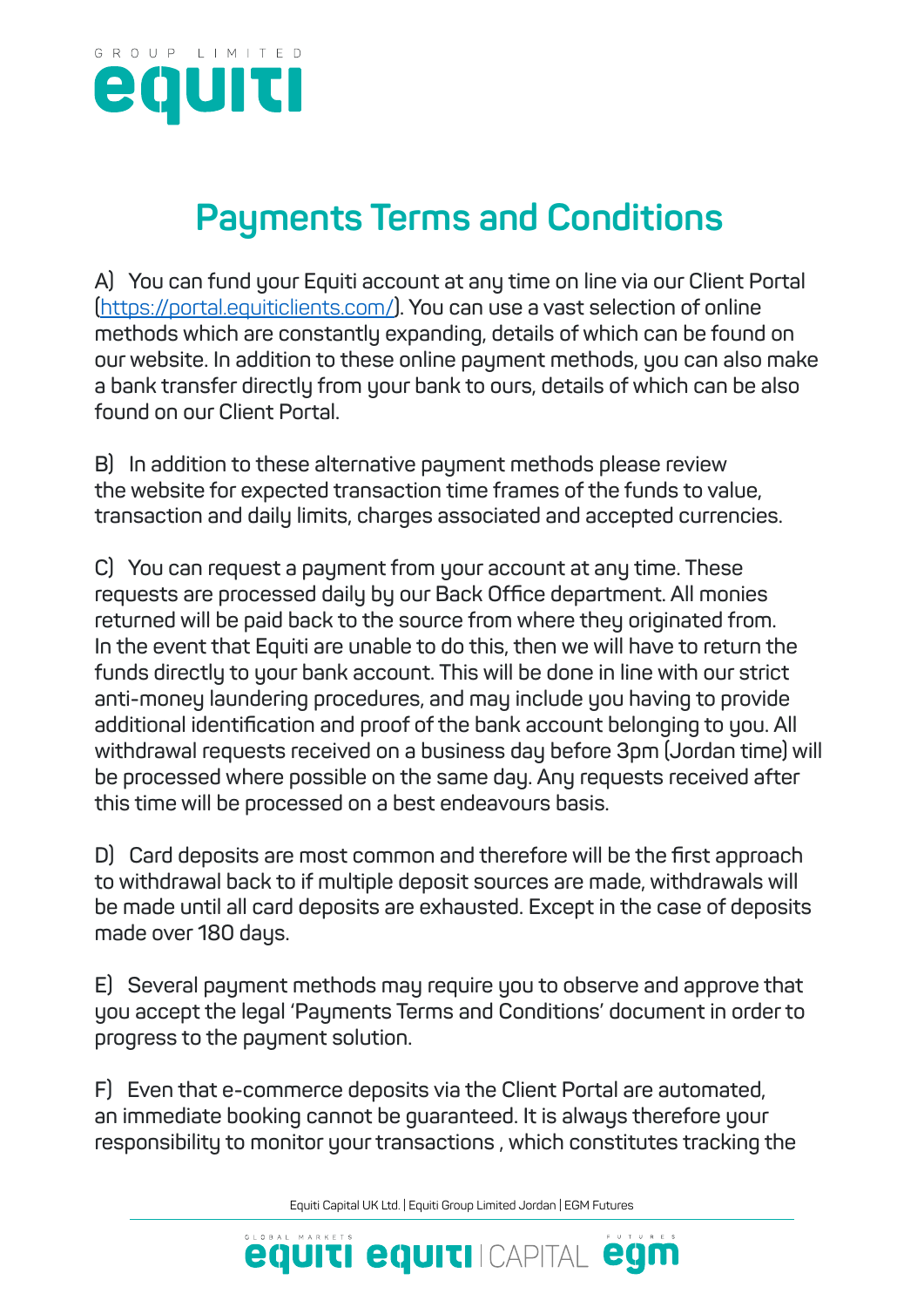# Payments Terms and Conditions

A) You can fund your Equiti account at any time on line via our Client Portal ([https://portal.equiticlients.com/](https://portal.equiticlients.com/)). You can use a vast selection of online methods which are constantly expanding, details of which can be found on our website. In addition to these online payment methods, you can also make a bank transfer directly from your bank to ours, details of which can be also found on our Client Portal.

B) In addition to these alternative payment methods please review the website for expected transaction time frames of the funds to value, transaction and daily limits, charges associated and accepted currencies.

C) You can request a payment from your account at any time. These requests are processed daily by our Back Office department. All monies returned will be paid back to the source from where they originated from. In the event that Equiti are unable to do this, then we will have to return the funds directly to your bank account. This will be done in line with our strict anti-money laundering procedures, and may include you having to provide additional identification and proof of the bank account belonging to you. All withdrawal requests received on a business day before 3pm (Jordan time) will be processed where possible on the same day. Any requests received after this time will be processed on a best endeavours basis.

D) Card deposits are most common and therefore will be the first approach to withdrawal back to if multiple deposit sources are made, withdrawals will be made until all card deposits are exhausted. Except in the case of deposits made over 180 days.

E) Several payment methods may require you to observe and approve that you accept the legal 'Payments Terms and Conditions' document in order to progress to the payment solution.

F) Even that e-commerce deposits via the Client Portal are automated, an immediate booking cannot be guaranteed. It is always therefore your responsibility to monitor your transactions , which constitutes tracking the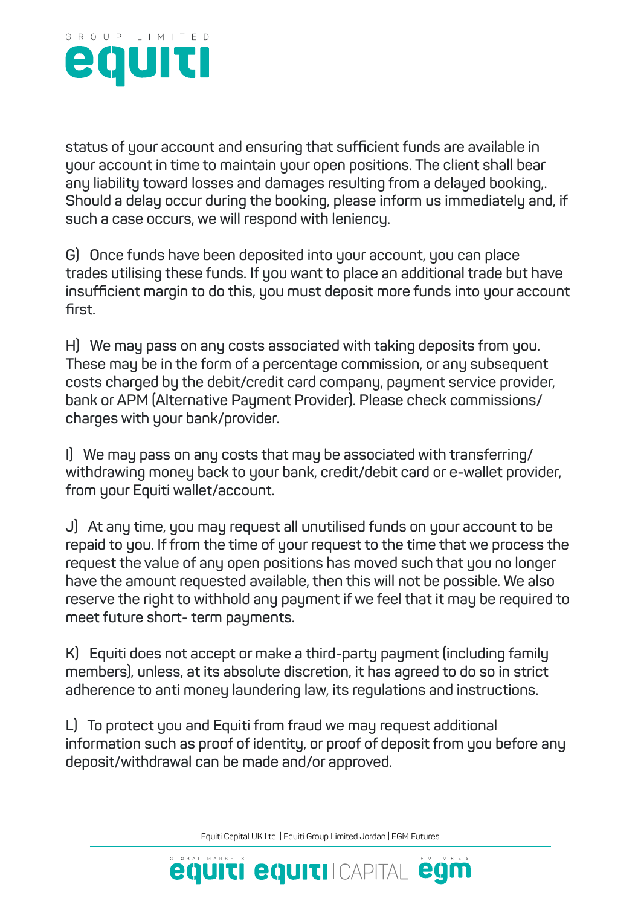status of your account and ensuring that sufficient funds are available in your account in time to maintain your open positions. The client shall bear any liability toward losses and damages resulting from a delayed booking,. Should a delay occur during the booking, please inform us immediately and, if such a case occurs, we will respond with leniency.

G) Once funds have been deposited into your account, you can place trades utilising these funds. If you want to place an additional trade but have insufficient margin to do this, you must deposit more funds into your account first.

H) We may pass on any costs associated with taking deposits from you. These may be in the form of a percentage commission, or any subsequent costs charged by the debit/credit card company, payment service provider, bank or APM (Alternative Payment Provider). Please check commissions/ charges with your bank/provider.

I) We may pass on any costs that may be associated with transferring/ withdrawing money back to your bank, credit/debit card or e-wallet provider, from your Equiti wallet/account.

J) At any time, you may request all unutilised funds on your account to be repaid to you. If from the time of your request to the time that we process the request the value of any open positions has moved such that you no longer have the amount requested available, then this will not be possible. We also reserve the right to withhold any payment if we feel that it may be required to meet future short- term payments.

K) Equiti does not accept or make a third-party payment (including family members), unless, at its absolute discretion, it has agreed to do so in strict adherence to anti money laundering law, its regulations and instructions.

L) To protect you and Equiti from fraud we may request additional information such as proof of identity, or proof of deposit from you before any deposit/withdrawal can be made and/or approved.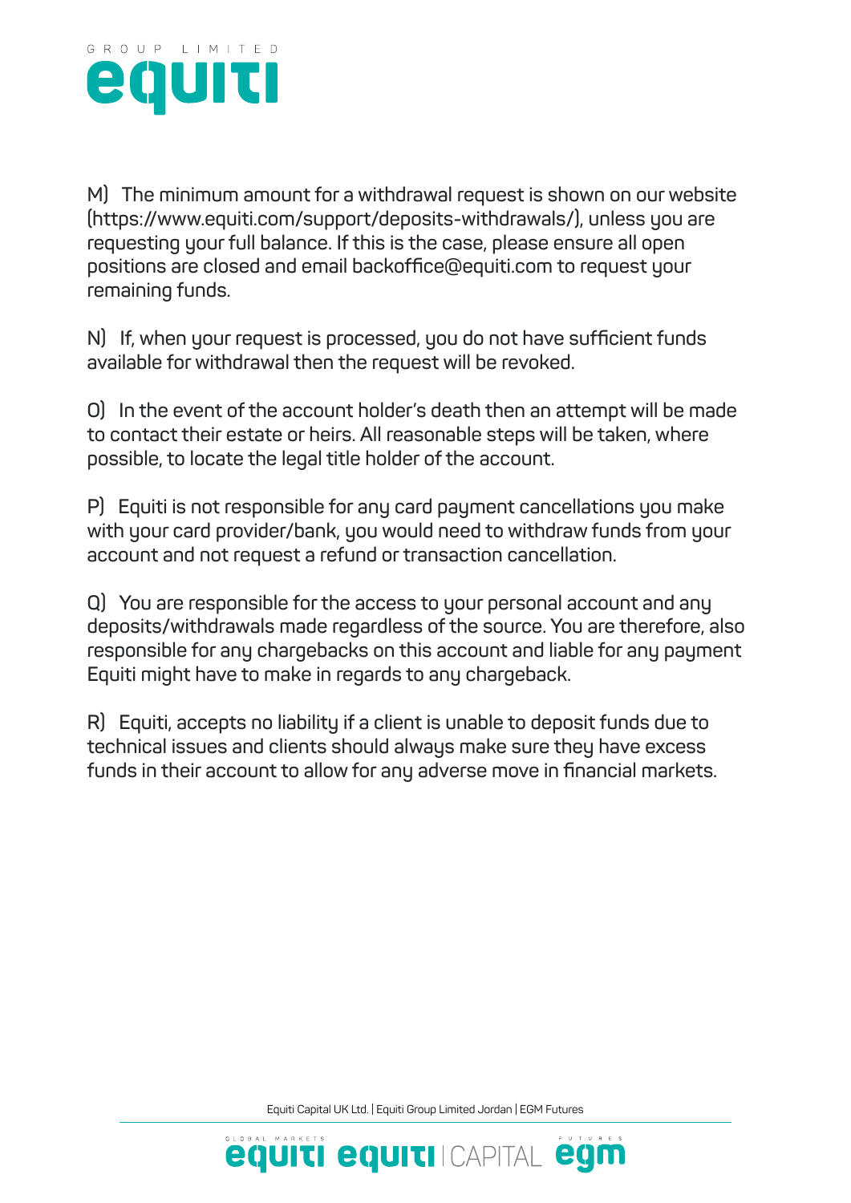M) The minimum amount for a withdrawal request is shown on our website (https://www.equiti.com/support/deposits-withdrawals/), unless you are requesting your full balance. If this is the case, please ensure all open positions are closed and email backoffice@equiti.com to request your remaining funds.

N) If, when your request is processed, you do not have sufficient funds available for withdrawal then the request will be revoked.

O) In the event of the account holder's death then an attempt will be made to contact their estate or heirs. All reasonable steps will be taken, where possible, to locate the legal title holder of the account.

P) Equiti is not responsible for any card payment cancellations you make with your card provider/bank, you would need to withdraw funds from your account and not request a refund or transaction cancellation.

Q) You are responsible for the access to your personal account and any deposits/withdrawals made regardless of the source. You are therefore, also responsible for any chargebacks on this account and liable for any payment Equiti might have to make in regards to any chargeback.

R) Equiti, accepts no liability if a client is unable to deposit funds due to technical issues and clients should always make sure they have excess funds in their account to allow for any adverse move in financial markets.